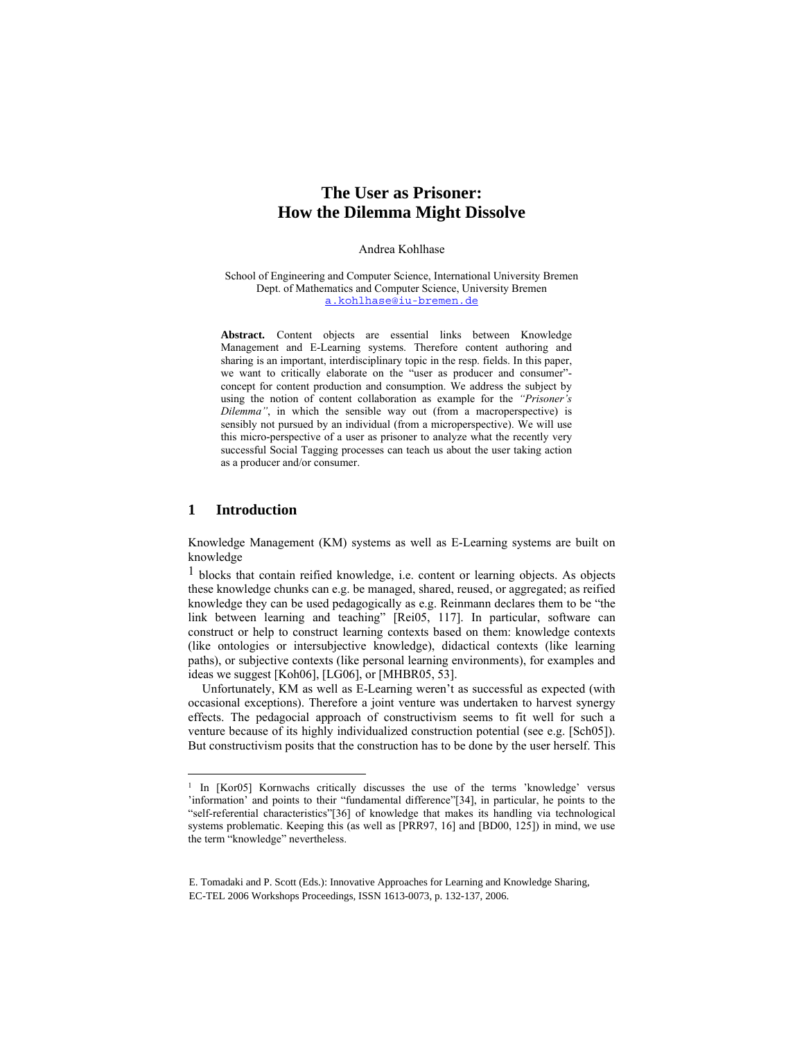# The User as Prisoner: How the Dilemma Might Dissolve

Andrea Kohlhase

School of Engineering and Computer Science, International University Bremen
Dept. of Mathematics and Computer Science, University Bremen
a.kohlhase@iu-bremen.de

**Abstract.** Content objects are essential links between Knowledge Management and E-Learning systems. Therefore content authoring and sharing is an important, interdisciplinary topic in the resp. fields. In this paper, we want to critically elaborate on the "user as producer and consumer"-concept for content production and consumption. We address the subject by using the notion of content collaboration as example for the *"Prisoner's Dilemma"*, in which the sensible way out (from a macroperspective) is sensibly not pursued by an individual (from a microperspective). We will use this micro-perspective of a user as prisoner to analyze what the recently very successful Social Tagging processes can teach us about the user taking action as a producer and/or consumer.

## 1 Introduction

Knowledge Management (KM) systems as well as E-Learning systems are built on knowledge[1] blocks that contain reified knowledge, i.e. content or learning objects. As objects these knowledge chunks can e.g. be managed, shared, reused, or aggregated; as reified knowledge they can be used pedagogically as e.g. Reinmann declares them to be "the link between learning and teaching" [Rei05, 117]. In particular, software can construct or help to construct learning contexts based on them: knowledge contexts (like ontologies or intersubjective knowledge), didactical contexts (like learning paths), or subjective contexts (like personal learning environments), for examples and ideas we suggest [Koh06], [LG06], or [MHBR05, 53].

Unfortunately, KM as well as E-Learning weren't as successful as expected (with occasional exceptions). Therefore a joint venture was undertaken to harvest synergy effects. The pedagocial approach of constructivism seems to fit well for such a venture because of its highly individualized construction potential (see e.g. [Sch05]). But constructivism posits that the construction has to be done by the user herself. This

[1] In [Kor05] Kornwachs critically discusses the use of the terms 'knowledge' versus 'information' and points to their "fundamental difference"[34], in particular, he points to the "self-referential characteristics"[36] of knowledge that makes its handling via technological systems problematic. Keeping this (as well as [PRR97, 16] and [BD00, 125]) in mind, we use the term "knowledge" nevertheless.

E. Tomadaki and P. Scott (Eds.): Innovative Approaches for Learning and Knowledge Sharing, EC-TEL 2006 Workshops Proceedings, ISSN 1613-0073, p. 132-137, 2006.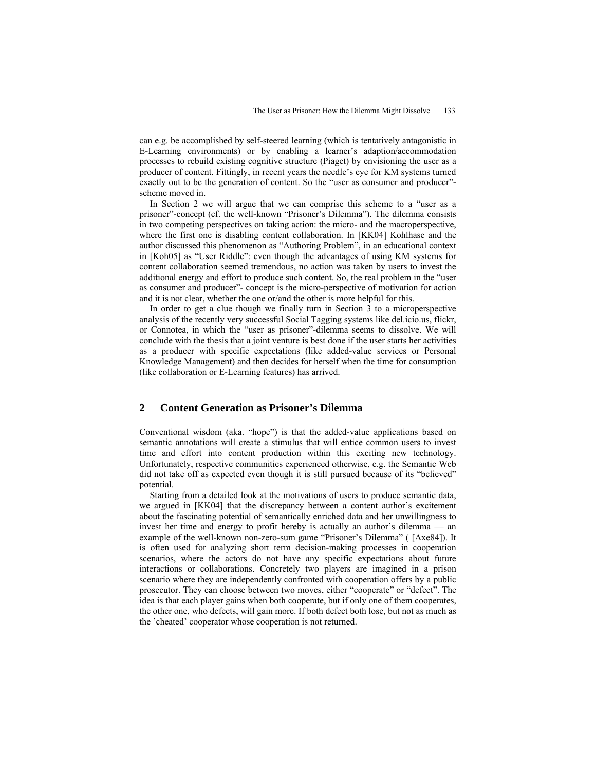can e.g. be accomplished by self-steered learning (which is tentatively antagonistic in E-Learning environments) or by enabling a learner's adaption/accommodation processes to rebuild existing cognitive structure (Piaget) by envisioning the user as a producer of content. Fittingly, in recent years the needle's eye for KM systems turned exactly out to be the generation of content. So the "user as consumer and producer"-scheme moved in.

In Section 2 we will argue that we can comprise this scheme to a "user as a prisoner"-concept (cf. the well-known "Prisoner's Dilemma"). The dilemma consists in two competing perspectives on taking action: the micro- and the macroperspective, where the first one is disabling content collaboration. In [KK04] Kohlhase and the author discussed this phenomenon as "Authoring Problem", in an educational context in [Koh05] as "User Riddle": even though the advantages of using KM systems for content collaboration seemed tremendous, no action was taken by users to invest the additional energy and effort to produce such content. So, the real problem in the "user as consumer and producer"- concept is the micro-perspective of motivation for action and it is not clear, whether the one or/and the other is more helpful for this.

In order to get a clue though we finally turn in Section 3 to a microperspective analysis of the recently very successful Social Tagging systems like del.icio.us, flickr, or Connotea, in which the "user as prisoner"-dilemma seems to dissolve. We will conclude with the thesis that a joint venture is best done if the user starts her activities as a producer with specific expectations (like added-value services or Personal Knowledge Management) and then decides for herself when the time for consumption (like collaboration or E-Learning features) has arrived.

## 2 Content Generation as Prisoner's Dilemma

Conventional wisdom (aka. "hope") is that the added-value applications based on semantic annotations will create a stimulus that will entice common users to invest time and effort into content production within this exciting new technology. Unfortunately, respective communities experienced otherwise, e.g. the Semantic Web did not take off as expected even though it is still pursued because of its "believed" potential.

Starting from a detailed look at the motivations of users to produce semantic data, we argued in [KK04] that the discrepancy between a content author's excitement about the fascinating potential of semantically enriched data and her unwillingness to invest her time and energy to profit hereby is actually an author's dilemma — an example of the well-known non-zero-sum game "Prisoner's Dilemma" ( [Axe84]). It is often used for analyzing short term decision-making processes in cooperation scenarios, where the actors do not have any specific expectations about future interactions or collaborations. Concretely two players are imagined in a prison scenario where they are independently confronted with cooperation offers by a public prosecutor. They can choose between two moves, either "cooperate" or "defect". The idea is that each player gains when both cooperate, but if only one of them cooperates, the other one, who defects, will gain more. If both defect both lose, but not as much as the 'cheated' cooperator whose cooperation is not returned.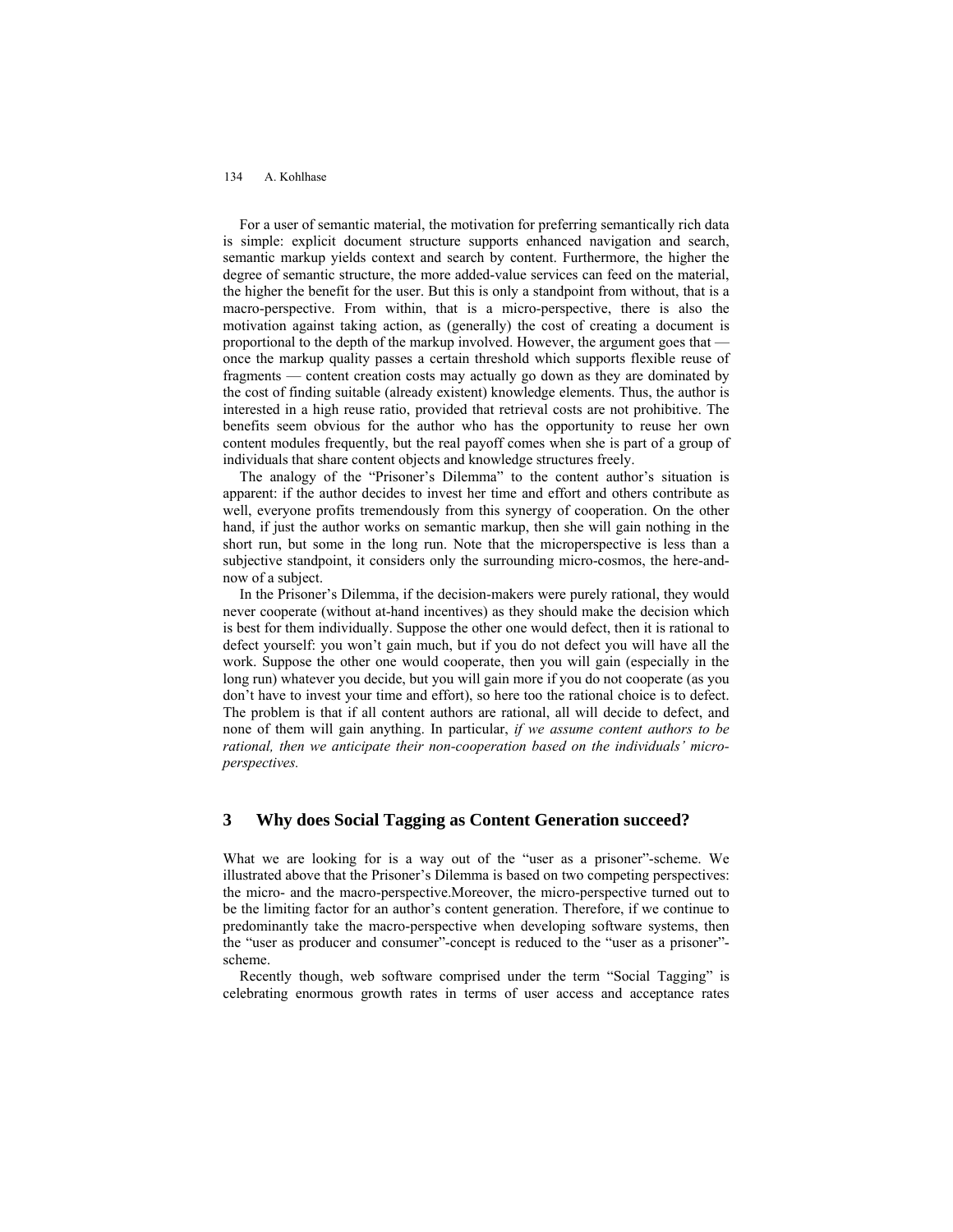For a user of semantic material, the motivation for preferring semantically rich data is simple: explicit document structure supports enhanced navigation and search, semantic markup yields context and search by content. Furthermore, the higher the degree of semantic structure, the more added-value services can feed on the material, the higher the benefit for the user. But this is only a standpoint from without, that is a macro-perspective. From within, that is a micro-perspective, there is also the motivation against taking action, as (generally) the cost of creating a document is proportional to the depth of the markup involved. However, the argument goes that — once the markup quality passes a certain threshold which supports flexible reuse of fragments — content creation costs may actually go down as they are dominated by the cost of finding suitable (already existent) knowledge elements. Thus, the author is interested in a high reuse ratio, provided that retrieval costs are not prohibitive. The benefits seem obvious for the author who has the opportunity to reuse her own content modules frequently, but the real payoff comes when she is part of a group of individuals that share content objects and knowledge structures freely.

The analogy of the "Prisoner's Dilemma" to the content author's situation is apparent: if the author decides to invest her time and effort and others contribute as well, everyone profits tremendously from this synergy of cooperation. On the other hand, if just the author works on semantic markup, then she will gain nothing in the short run, but some in the long run. Note that the microperspective is less than a subjective standpoint, it considers only the surrounding micro-cosmos, the here-and-now of a subject.

In the Prisoner's Dilemma, if the decision-makers were purely rational, they would never cooperate (without at-hand incentives) as they should make the decision which is best for them individually. Suppose the other one would defect, then it is rational to defect yourself: you won't gain much, but if you do not defect you will have all the work. Suppose the other one would cooperate, then you will gain (especially in the long run) whatever you decide, but you will gain more if you do not cooperate (as you don't have to invest your time and effort), so here too the rational choice is to defect. The problem is that if all content authors are rational, all will decide to defect, and none of them will gain anything. In particular, *if we assume content authors to be rational, then we anticipate their non-cooperation based on the individuals' micro-perspectives.*

## 3 Why does Social Tagging as Content Generation succeed?

What we are looking for is a way out of the "user as a prisoner"-scheme. We illustrated above that the Prisoner's Dilemma is based on two competing perspectives: the micro- and the macro-perspective.Moreover, the micro-perspective turned out to be the limiting factor for an author's content generation. Therefore, if we continue to predominantly take the macro-perspective when developing software systems, then the "user as producer and consumer"-concept is reduced to the "user as a prisoner"-scheme.

Recently though, web software comprised under the term "Social Tagging" is celebrating enormous growth rates in terms of user access and acceptance rates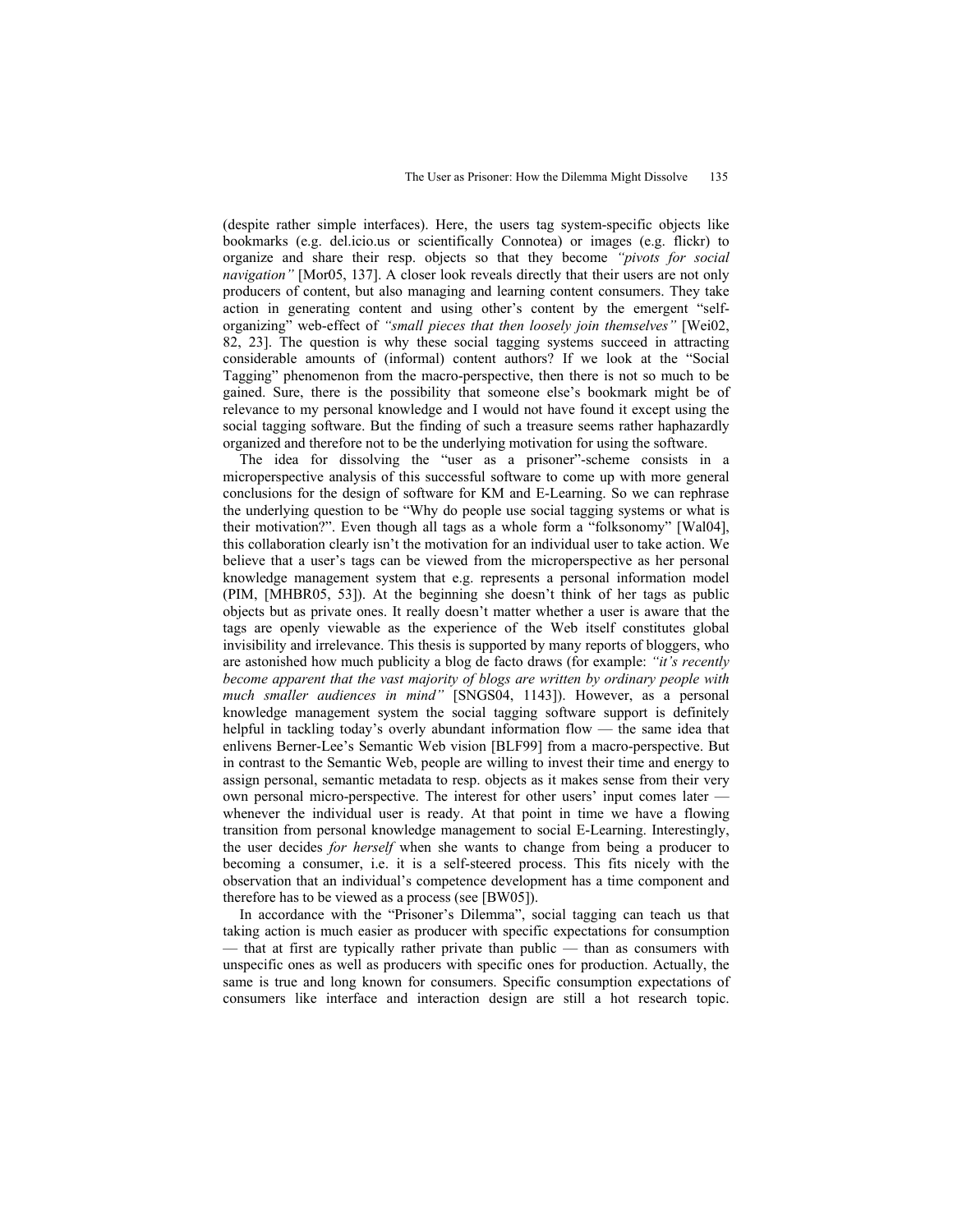(despite rather simple interfaces). Here, the users tag system-specific objects like bookmarks (e.g. del.icio.us or scientifically Connotea) or images (e.g. flickr) to organize and share their resp. objects so that they become *"pivots for social navigation"* [Mor05, 137]. A closer look reveals directly that their users are not only producers of content, but also managing and learning content consumers. They take action in generating content and using other's content by the emergent "self-organizing" web-effect of *"small pieces that then loosely join themselves"* [Wei02, 82, 23]. The question is why these social tagging systems succeed in attracting considerable amounts of (informal) content authors? If we look at the "Social Tagging" phenomenon from the macro-perspective, then there is not so much to be gained. Sure, there is the possibility that someone else's bookmark might be of relevance to my personal knowledge and I would not have found it except using the social tagging software. But the finding of such a treasure seems rather haphazardly organized and therefore not to be the underlying motivation for using the software.

The idea for dissolving the "user as a prisoner"-scheme consists in a microperspective analysis of this successful software to come up with more general conclusions for the design of software for KM and E-Learning. So we can rephrase the underlying question to be "Why do people use social tagging systems or what is their motivation?". Even though all tags as a whole form a "folksonomy" [Wal04], this collaboration clearly isn't the motivation for an individual user to take action. We believe that a user's tags can be viewed from the microperspective as her personal knowledge management system that e.g. represents a personal information model (PIM, [MHBR05, 53]). At the beginning she doesn't think of her tags as public objects but as private ones. It really doesn't matter whether a user is aware that the tags are openly viewable as the experience of the Web itself constitutes global invisibility and irrelevance. This thesis is supported by many reports of bloggers, who are astonished how much publicity a blog de facto draws (for example: *"it's recently become apparent that the vast majority of blogs are written by ordinary people with much smaller audiences in mind"* [SNGS04, 1143]). However, as a personal knowledge management system the social tagging software support is definitely helpful in tackling today's overly abundant information flow — the same idea that enlivens Berner-Lee's Semantic Web vision [BLF99] from a macro-perspective. But in contrast to the Semantic Web, people are willing to invest their time and energy to assign personal, semantic metadata to resp. objects as it makes sense from their very own personal micro-perspective. The interest for other users' input comes later — whenever the individual user is ready. At that point in time we have a flowing transition from personal knowledge management to social E-Learning. Interestingly, the user decides *for herself* when she wants to change from being a producer to becoming a consumer, i.e. it is a self-steered process. This fits nicely with the observation that an individual's competence development has a time component and therefore has to be viewed as a process (see [BW05]).

In accordance with the "Prisoner's Dilemma", social tagging can teach us that taking action is much easier as producer with specific expectations for consumption — that at first are typically rather private than public — than as consumers with unspecific ones as well as producers with specific ones for production. Actually, the same is true and long known for consumers. Specific consumption expectations of consumers like interface and interaction design are still a hot research topic.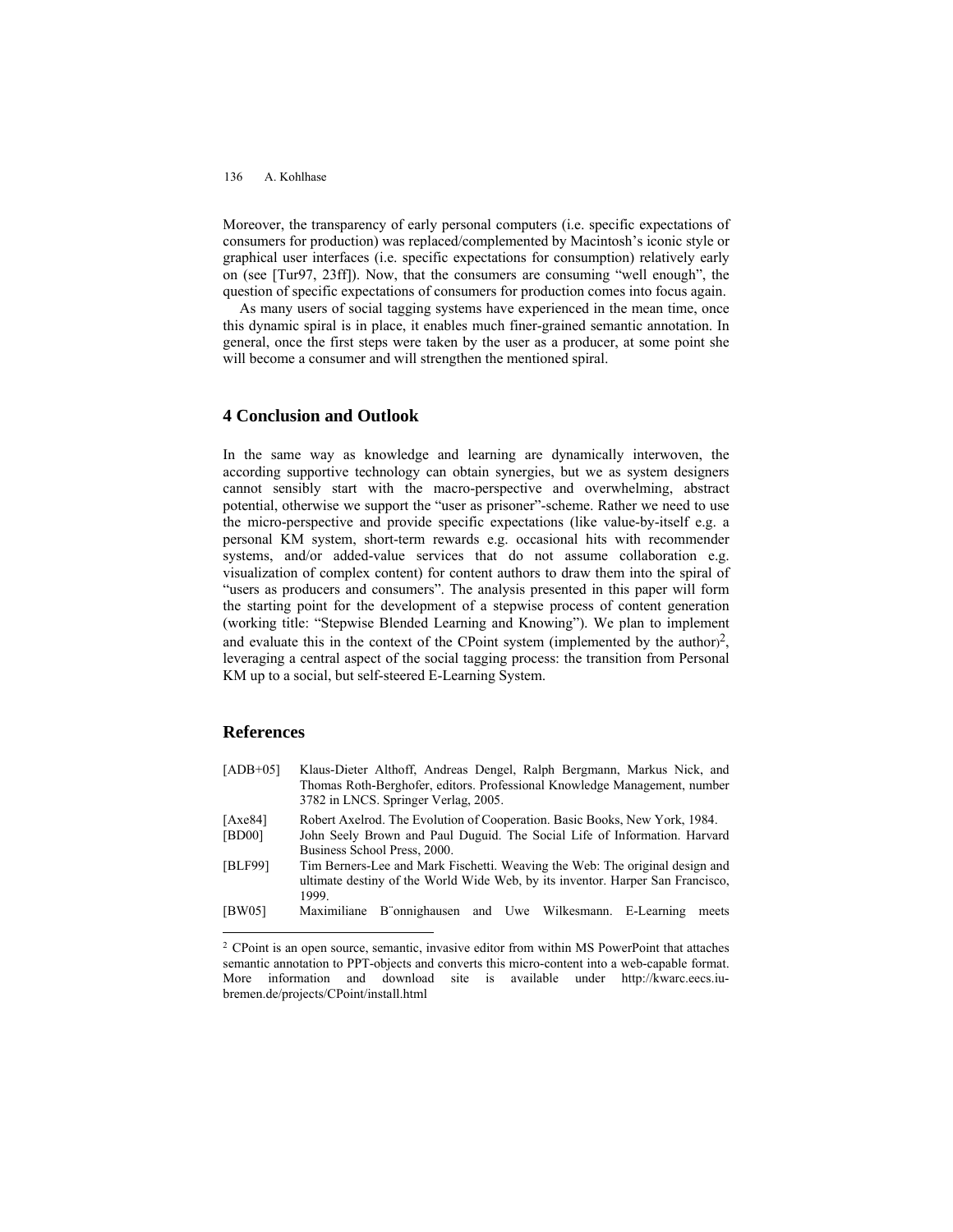Moreover, the transparency of early personal computers (i.e. specific expectations of consumers for production) was replaced/complemented by Macintosh's iconic style or graphical user interfaces (i.e. specific expectations for consumption) relatively early on (see [Tur97, 23ff]). Now, that the consumers are consuming "well enough", the question of specific expectations of consumers for production comes into focus again.

As many users of social tagging systems have experienced in the mean time, once this dynamic spiral is in place, it enables much finer-grained semantic annotation. In general, once the first steps were taken by the user as a producer, at some point she will become a consumer and will strengthen the mentioned spiral.

## 4 Conclusion and Outlook

In the same way as knowledge and learning are dynamically interwoven, the according supportive technology can obtain synergies, but we as system designers cannot sensibly start with the macro-perspective and overwhelming, abstract potential, otherwise we support the "user as prisoner"-scheme. Rather we need to use the micro-perspective and provide specific expectations (like value-by-itself e.g. a personal KM system, short-term rewards e.g. occasional hits with recommender systems, and/or added-value services that do not assume collaboration e.g. visualization of complex content) for content authors to draw them into the spiral of "users as producers and consumers". The analysis presented in this paper will form the starting point for the development of a stepwise process of content generation (working title: "Stepwise Blended Learning and Knowing"). We plan to implement and evaluate this in the context of the CPoint system (implemented by the author)[2], leveraging a central aspect of the social tagging process: the transition from Personal KM up to a social, but self-steered E-Learning System.

## References

[ADB+05] Klaus-Dieter Althoff, Andreas Dengel, Ralph Bergmann, Markus Nick, and Thomas Roth-Berghofer, editors. Professional Knowledge Management, number 3782 in LNCS. Springer Verlag, 2005.

[Axe84] Robert Axelrod. The Evolution of Cooperation. Basic Books, New York, 1984.

[BD00] John Seely Brown and Paul Duguid. The Social Life of Information. Harvard Business School Press, 2000.

[BLF99] Tim Berners-Lee and Mark Fischetti. Weaving the Web: The original design and ultimate destiny of the World Wide Web, by its inventor. Harper San Francisco, 1999.

[BW05] Maximiliane B¨onnighausen and Uwe Wilkesmann. E-Learning meets

---

[2] CPoint is an open source, semantic, invasive editor from within MS PowerPoint that attaches semantic annotation to PPT-objects and converts this micro-content into a web-capable format. More information and download site is available under http://kwarc.eecs.iu-bremen.de/projects/CPoint/install.html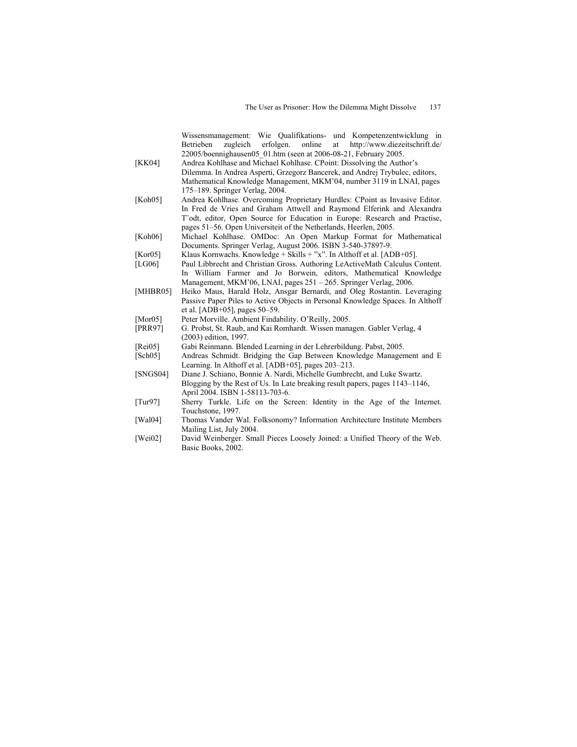Wissensmanagement: Wie Qualifikations- und Kompetenzentwicklung in Betrieben zugleich erfolgen. online at http://www.diezeitschrift.de/22005/boennighausen05_01.htm (seen at 2006-08-21, February 2005.

[KK04] Andrea Kohlhase and Michael Kohlhase. CPoint: Dissolving the Author's Dilemma. In Andrea Asperti, Grzegorz Bancerek, and Andrej Trybulec, editors, Mathematical Knowledge Management, MKM'04, number 3119 in LNAI, pages 175–189. Springer Verlag, 2004.

[Koh05] Andrea Kohlhase. Overcoming Proprietary Hurdles: CPoint as Invasive Editor. In Fred de Vries and Graham Attwell and Raymond Elferink and Alexandra T¨odt, editor, Open Source for Education in Europe: Research and Practise, pages 51–56. Open Universiteit of the Netherlands, Heerlen, 2005.

[Koh06] Michael Kohlhase. OMDoc: An Open Markup Format for Mathematical Documents. Springer Verlag, August 2006. ISBN 3-540-37897-9.

[Kor05] Klaus Kornwachs. Knowledge + Skills + "x". In Althoff et al. [ADB+05].

[LG06] Paul Libbrecht and Christian Gross. Authoring LeActiveMath Calculus Content. In William Farmer and Jo Borwein, editors, Mathematical Knowledge Management, MKM'06, LNAI, pages 251 – 265. Springer Verlag, 2006.

[MHBR05] Heiko Maus, Harald Holz, Ansgar Bernardi, and Oleg Rostantin. Leveraging Passive Paper Piles to Active Objects in Personal Knowledge Spaces. In Althoff et al. [ADB+05], pages 50–59.

[Mor05] Peter Morville. Ambient Findability. O'Reilly, 2005.

[PRR97] G. Probst, St. Raub, and Kai Romhardt. Wissen managen. Gabler Verlag, 4 (2003) edition, 1997.

[Rei05] Gabi Reinmann. Blended Learning in der Lehrerbildung. Pabst, 2005.

[Sch05] Andreas Schmidt. Bridging the Gap Between Knowledge Management and E Learning. In Althoff et al. [ADB+05], pages 203–213.

[SNGS04] Diane J. Schiano, Bonnie A. Nardi, Michelle Gumbrecht, and Luke Swartz. Blogging by the Rest of Us. In Late breaking result papers, pages 1143–1146, April 2004. ISBN 1-58113-703-6.

[Tur97] Sherry Turkle. Life on the Screen: Identity in the Age of the Internet. Touchstone, 1997.

[Wal04] Thomas Vander Wal. Folksonomy? Information Architecture Institute Members Mailing List, July 2004.

[Wei02] David Weinberger. Small Pieces Loosely Joined: a Unified Theory of the Web. Basic Books, 2002.